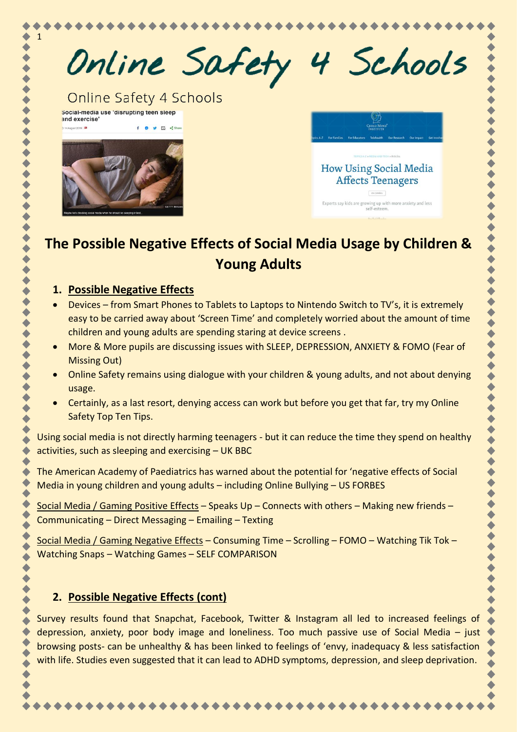# Online Safety 4 Schools

Online Safety 4 Schools

## The Possible Negative Effects of Social Media Usage by Children & Young Adults

### 1. Possible Negative Effects

- Devices – from Smart Phones to Tablets to Laptops to Nintendo Switch to TV's, it is extremely easy to be carried away about 'Screen Time' and completely worried about the amount of time children and young adults are spending staring at device screens .
- More & More pupils are discussing issues with SLEEP, DEPRESSION, ANXIETY & FOMO (Fear of Missing Out)
- Online Safety remains using dialogue with your children & young adults, and not about denying usage.
- Certainly, as a last resort, denying access can work but before you get that far, try my Online Safety Top Ten Tips.

Using social media is not directly harming teenagers - but it can reduce the time they spend on healthy activities, such as sleeping and exercising – UK BBC

The American Academy of Paediatrics has warned about the potential for 'negative effects of Social Media in young children and young adults – including Online Bullying – US FORBES

Social Media / Gaming Positive Effects – Speaks Up – Connects with others – Making new friends – Communicating – Direct Messaging – Emailing – Texting

Social Media / Gaming Negative Effects – Consuming Time – Scrolling – FOMO – Watching Tik Tok – Watching Snaps – Watching Games – SELF COMPARISON

### 2. Possible Negative Effects (cont)

Survey results found that Snapchat, Facebook, Twitter & Instagram all led to increased feelings of depression, anxiety, poor body image and loneliness. Too much passive use of Social Media – just browsing posts- can be unhealthy & has been linked to feelings of 'envy, inadequacy & less satisfaction with life. Studies even suggested that it can lead to ADHD symptoms, depression, and sleep deprivation.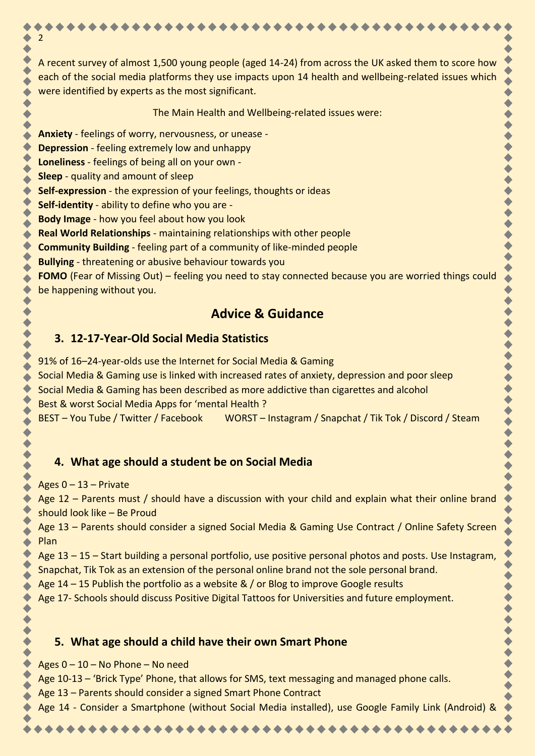A recent survey of almost 1,500 young people (aged 14-24) from across the UK asked them to score how each of the social media platforms they use impacts upon 14 health and wellbeing-related issues which were identified by experts as the most significant.

The Main Health and Wellbeing-related issues were:

**Anxiety** - feelings of worry, nervousness, or unease -
**Depression** - feeling extremely low and unhappy
**Loneliness** - feelings of being all on your own -
**Sleep** - quality and amount of sleep
**Self-expression** - the expression of your feelings, thoughts or ideas
**Self-identity** - ability to define who you are -
**Body Image** - how you feel about how you look
**Real World Relationships** - maintaining relationships with other people
**Community Building** - feeling part of a community of like-minded people
**Bullying** - threatening or abusive behaviour towards you
**FOMO** (Fear of Missing Out) – feeling you need to stay connected because you are worried things could be happening without you.

## Advice & Guidance

### 3. 12-17-Year-Old Social Media Statistics

91% of 16–24-year-olds use the Internet for Social Media & Gaming
Social Media & Gaming use is linked with increased rates of anxiety, depression and poor sleep
Social Media & Gaming has been described as more addictive than cigarettes and alcohol
Best & worst Social Media Apps for 'mental Health ?
BEST – You Tube / Twitter / Facebook WORST – Instagram / Snapchat / Tik Tok / Discord / Steam

### 4. What age should a student be on Social Media

Ages 0 – 13 – Private
Age 12 – Parents must / should have a discussion with your child and explain what their online brand should look like – Be Proud
Age 13 – Parents should consider a signed Social Media & Gaming Use Contract / Online Safety Screen Plan
Age 13 – 15 – Start building a personal portfolio, use positive personal photos and posts. Use Instagram, Snapchat, Tik Tok as an extension of the personal online brand not the sole personal brand.
Age 14 – 15 Publish the portfolio as a website & / or Blog to improve Google results
Age 17- Schools should discuss Positive Digital Tattoos for Universities and future employment.

### 5. What age should a child have their own Smart Phone

Ages 0 – 10 – No Phone – No need
Age 10-13 – 'Brick Type' Phone, that allows for SMS, text messaging and managed phone calls.
Age 13 – Parents should consider a signed Smart Phone Contract
Age 14 - Consider a Smartphone (without Social Media installed), use Google Family Link (Android) &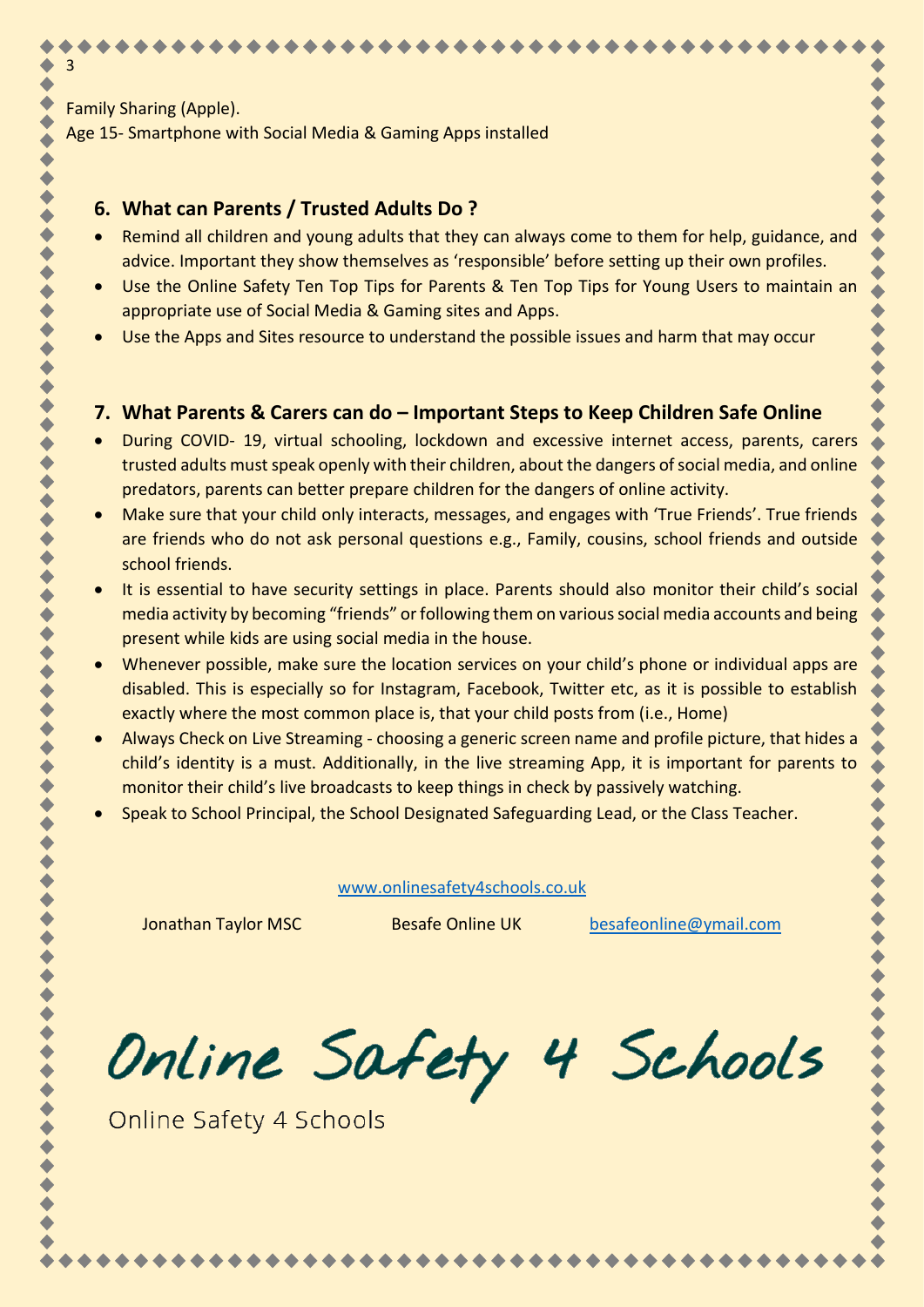Family Sharing (Apple).
Age 15- Smartphone with Social Media & Gaming Apps installed

## 6. What can Parents / Trusted Adults Do ?

- Remind all children and young adults that they can always come to them for help, guidance, and advice. Important they show themselves as 'responsible' before setting up their own profiles.
- Use the Online Safety Ten Top Tips for Parents & Ten Top Tips for Young Users to maintain an appropriate use of Social Media & Gaming sites and Apps.
- Use the Apps and Sites resource to understand the possible issues and harm that may occur

## 7. What Parents & Carers can do – Important Steps to Keep Children Safe Online

- During COVID- 19, virtual schooling, lockdown and excessive internet access, parents, carers trusted adults must speak openly with their children, about the dangers of social media, and online predators, parents can better prepare children for the dangers of online activity.
- Make sure that your child only interacts, messages, and engages with 'True Friends'. True friends are friends who do not ask personal questions e.g., Family, cousins, school friends and outside school friends.
- It is essential to have security settings in place. Parents should also monitor their child's social media activity by becoming "friends" or following them on various social media accounts and being present while kids are using social media in the house.
- Whenever possible, make sure the location services on your child's phone or individual apps are disabled. This is especially so for Instagram, Facebook, Twitter etc, as it is possible to establish exactly where the most common place is, that your child posts from (i.e., Home)
- Always Check on Live Streaming - choosing a generic screen name and profile picture, that hides a child's identity is a must. Additionally, in the live streaming App, it is important for parents to monitor their child's live broadcasts to keep things in check by passively watching.
- Speak to School Principal, the School Designated Safeguarding Lead, or the Class Teacher.

www.onlinesafety4schools.co.uk

Jonathan Taylor MSC    Besafe Online UK    besafeonline@ymail.com

Online Safety 4 Schools

Online Safety 4 Schools